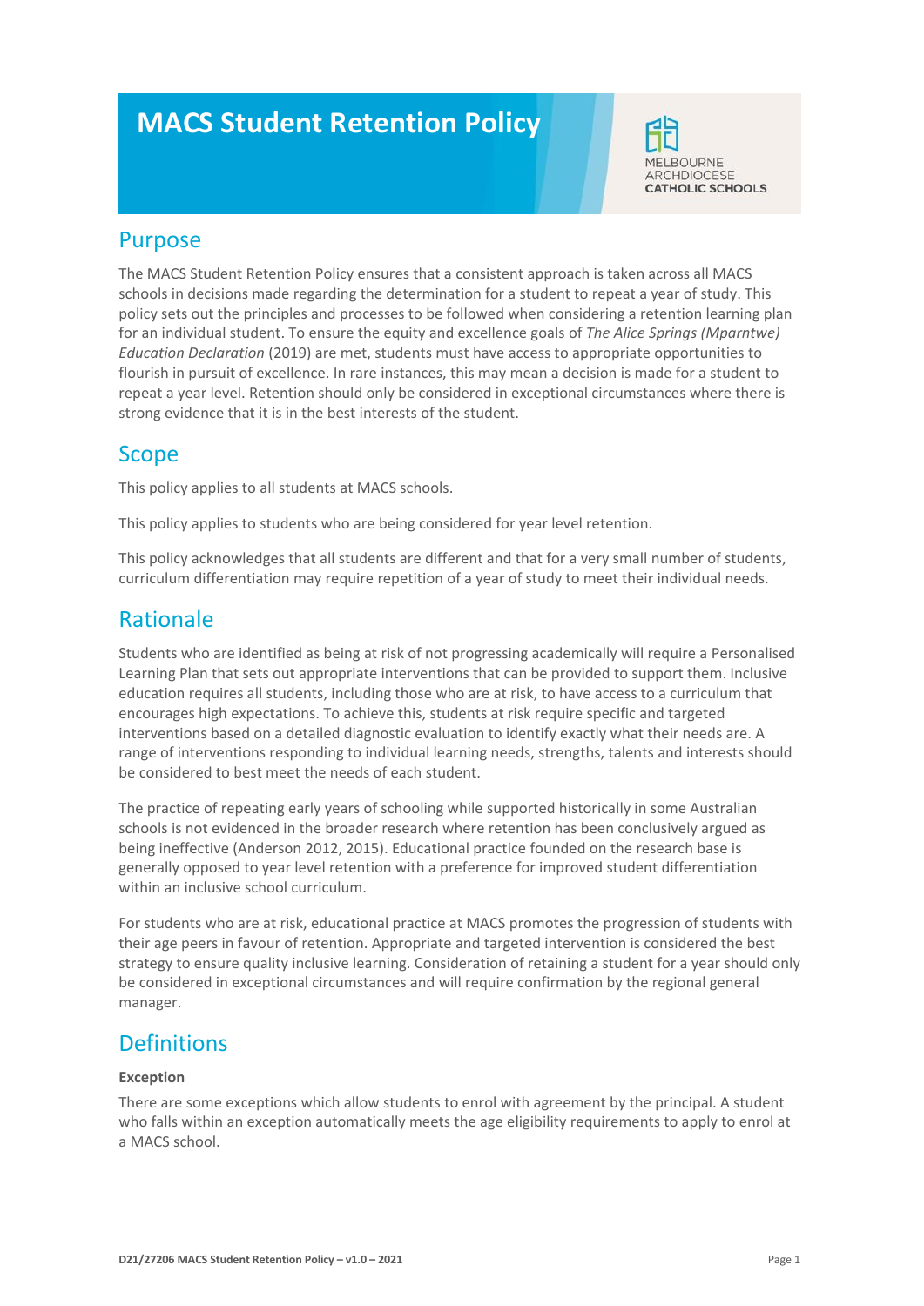# MACS Student Retention Policy

## Purpose

The MACS Student Retention Policy ensures that a consistent approach is taken across all MACS schools in decisions made regarding the determination for a student to repeat a year of study. This policy sets out the principles and processes to be followed when considering a retention learning plan for an individual student. To ensure the equity and excellence goals of *The Alice Springs (Mparntwe) Education Declaration* (2019) are met, students must have access to appropriate opportunities to flourish in pursuit of excellence. In rare instances, this may mean a decision is made for a student to repeat a year level. Retention should only be considered in exceptional circumstances where there is strong evidence that it is in the best interests of the student.

## Scope

This policy applies to all students at MACS schools.

This policy applies to students who are being considered for year level retention.

This policy acknowledges that all students are different and that for a very small number of students, curriculum differentiation may require repetition of a year of study to meet their individual needs.

## Rationale

Students who are identified as being at risk of not progressing academically will require a Personalised Learning Plan that sets out appropriate interventions that can be provided to support them. Inclusive education requires all students, including those who are at risk, to have access to a curriculum that encourages high expectations. To achieve this, students at risk require specific and targeted interventions based on a detailed diagnostic evaluation to identify exactly what their needs are. A range of interventions responding to individual learning needs, strengths, talents and interests should be considered to best meet the needs of each student.

The practice of repeating early years of schooling while supported historically in some Australian schools is not evidenced in the broader research where retention has been conclusively argued as being ineffective (Anderson 2012, 2015). Educational practice founded on the research base is generally opposed to year level retention with a preference for improved student differentiation within an inclusive school curriculum.

For students who are at risk, educational practice at MACS promotes the progression of students with their age peers in favour of retention. Appropriate and targeted intervention is considered the best strategy to ensure quality inclusive learning. Consideration of retaining a student for a year should only be considered in exceptional circumstances and will require confirmation by the regional general manager.

## Definitions

**Exception**

There are some exceptions which allow students to enrol with agreement by the principal. A student who falls within an exception automatically meets the age eligibility requirements to apply to enrol at a MACS school.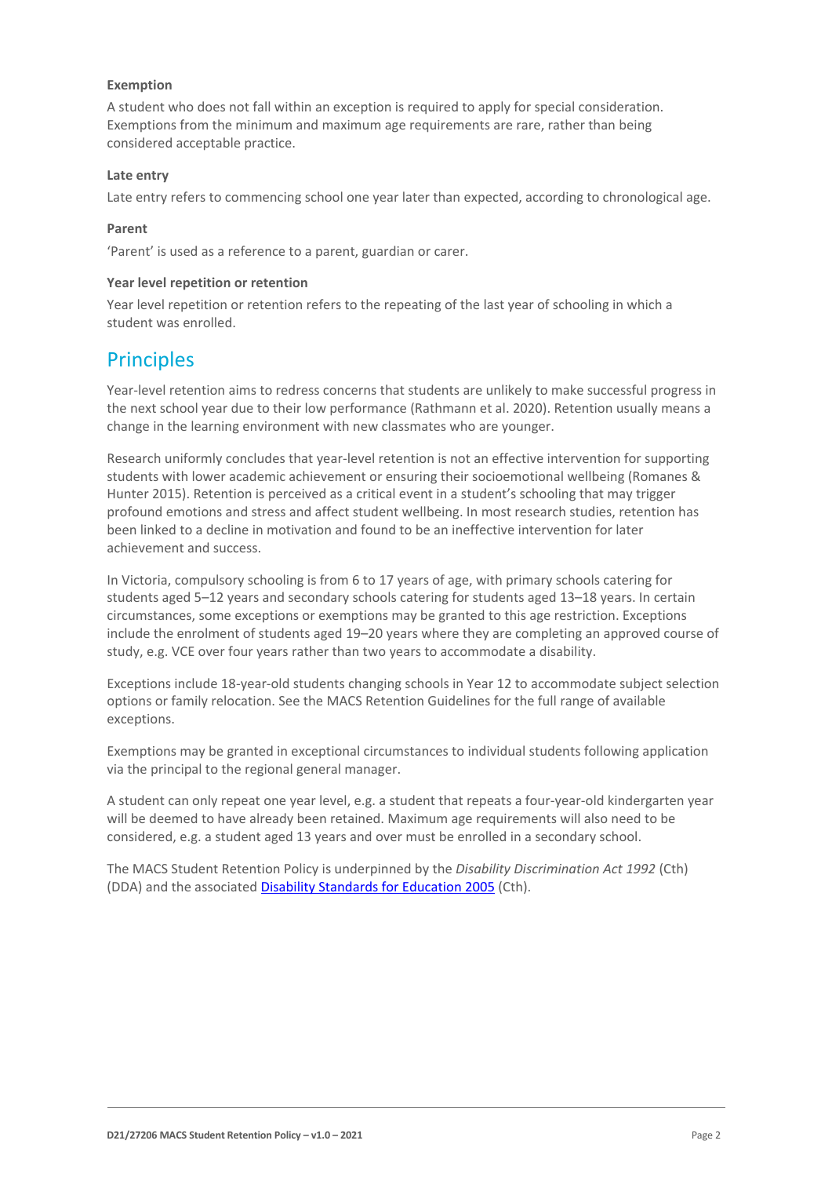**Exemption**

A student who does not fall within an exception is required to apply for special consideration. Exemptions from the minimum and maximum age requirements are rare, rather than being considered acceptable practice.

**Late entry**

Late entry refers to commencing school one year later than expected, according to chronological age.

**Parent**

'Parent' is used as a reference to a parent, guardian or carer.

**Year level repetition or retention**

Year level repetition or retention refers to the repeating of the last year of schooling in which a student was enrolled.

## Principles

Year-level retention aims to redress concerns that students are unlikely to make successful progress in the next school year due to their low performance (Rathmann et al. 2020). Retention usually means a change in the learning environment with new classmates who are younger.

Research uniformly concludes that year-level retention is not an effective intervention for supporting students with lower academic achievement or ensuring their socioemotional wellbeing (Romanes & Hunter 2015). Retention is perceived as a critical event in a student's schooling that may trigger profound emotions and stress and affect student wellbeing. In most research studies, retention has been linked to a decline in motivation and found to be an ineffective intervention for later achievement and success.

In Victoria, compulsory schooling is from 6 to 17 years of age, with primary schools catering for students aged 5–12 years and secondary schools catering for students aged 13–18 years. In certain circumstances, some exceptions or exemptions may be granted to this age restriction. Exceptions include the enrolment of students aged 19–20 years where they are completing an approved course of study, e.g. VCE over four years rather than two years to accommodate a disability.

Exceptions include 18-year-old students changing schools in Year 12 to accommodate subject selection options or family relocation. See the MACS Retention Guidelines for the full range of available exceptions.

Exemptions may be granted in exceptional circumstances to individual students following application via the principal to the regional general manager.

A student can only repeat one year level, e.g. a student that repeats a four-year-old kindergarten year will be deemed to have already been retained. Maximum age requirements will also need to be considered, e.g. a student aged 13 years and over must be enrolled in a secondary school.

The MACS Student Retention Policy is underpinned by the *Disability Discrimination Act 1992* (Cth) (DDA) and the associated [Disability Standards for Education 2005](#) (Cth).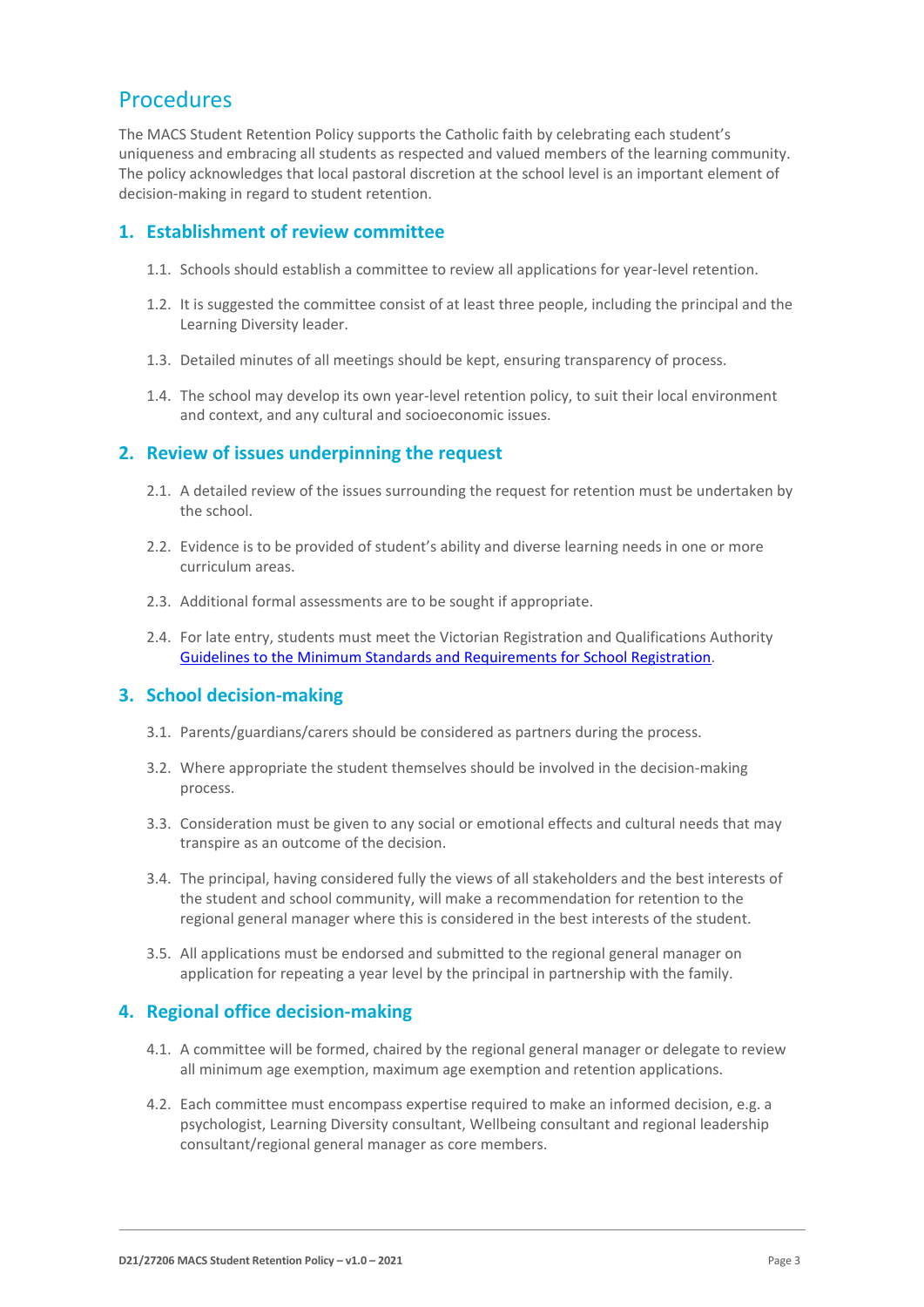## Procedures

The MACS Student Retention Policy supports the Catholic faith by celebrating each student's uniqueness and embracing all students as respected and valued members of the learning community. The policy acknowledges that local pastoral discretion at the school level is an important element of decision-making in regard to student retention.

### 1. Establishment of review committee

1.1. Schools should establish a committee to review all applications for year-level retention.

1.2. It is suggested the committee consist of at least three people, including the principal and the Learning Diversity leader.

1.3. Detailed minutes of all meetings should be kept, ensuring transparency of process.

1.4. The school may develop its own year-level retention policy, to suit their local environment and context, and any cultural and socioeconomic issues.

### 2. Review of issues underpinning the request

2.1. A detailed review of the issues surrounding the request for retention must be undertaken by the school.

2.2. Evidence is to be provided of student's ability and diverse learning needs in one or more curriculum areas.

2.3. Additional formal assessments are to be sought if appropriate.

2.4. For late entry, students must meet the Victorian Registration and Qualifications Authority Guidelines to the Minimum Standards and Requirements for School Registration.

### 3. School decision-making

3.1. Parents/guardians/carers should be considered as partners during the process.

3.2. Where appropriate the student themselves should be involved in the decision-making process.

3.3. Consideration must be given to any social or emotional effects and cultural needs that may transpire as an outcome of the decision.

3.4. The principal, having considered fully the views of all stakeholders and the best interests of the student and school community, will make a recommendation for retention to the regional general manager where this is considered in the best interests of the student.

3.5. All applications must be endorsed and submitted to the regional general manager on application for repeating a year level by the principal in partnership with the family.

### 4. Regional office decision-making

4.1. A committee will be formed, chaired by the regional general manager or delegate to review all minimum age exemption, maximum age exemption and retention applications.

4.2. Each committee must encompass expertise required to make an informed decision, e.g. a psychologist, Learning Diversity consultant, Wellbeing consultant and regional leadership consultant/regional general manager as core members.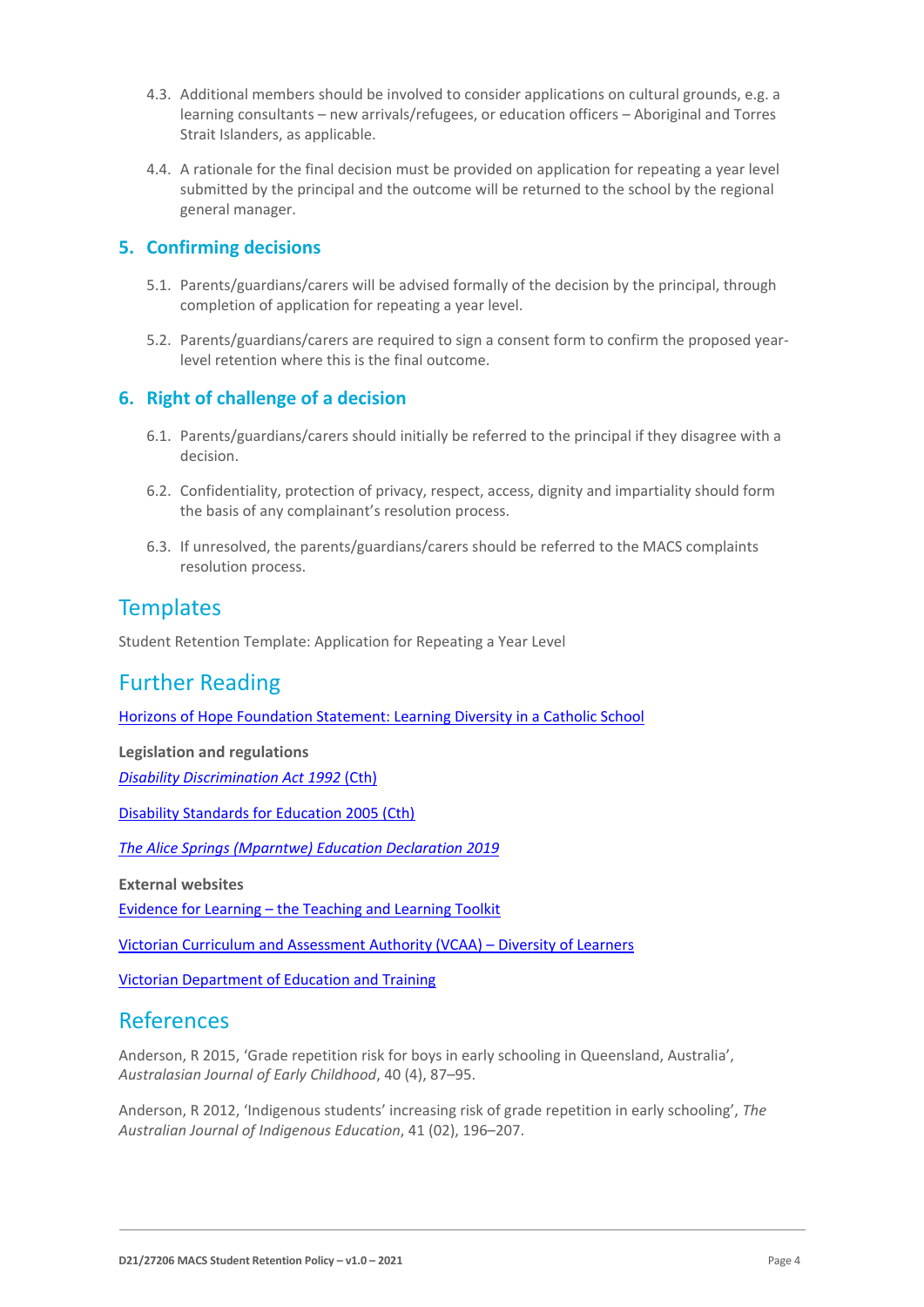4.3. Additional members should be involved to consider applications on cultural grounds, e.g. a learning consultants – new arrivals/refugees, or education officers – Aboriginal and Torres Strait Islanders, as applicable.

4.4. A rationale for the final decision must be provided on application for repeating a year level submitted by the principal and the outcome will be returned to the school by the regional general manager.

## 5. Confirming decisions

5.1. Parents/guardians/carers will be advised formally of the decision by the principal, through completion of application for repeating a year level.

5.2. Parents/guardians/carers are required to sign a consent form to confirm the proposed year-level retention where this is the final outcome.

## 6. Right of challenge of a decision

6.1. Parents/guardians/carers should initially be referred to the principal if they disagree with a decision.

6.2. Confidentiality, protection of privacy, respect, access, dignity and impartiality should form the basis of any complainant's resolution process.

6.3. If unresolved, the parents/guardians/carers should be referred to the MACS complaints resolution process.

# Templates

Student Retention Template: Application for Repeating a Year Level

# Further Reading

Horizons of Hope Foundation Statement: Learning Diversity in a Catholic School

**Legislation and regulations**

*Disability Discrimination Act 1992* (Cth)

Disability Standards for Education 2005 (Cth)

*The Alice Springs (Mparntwe) Education Declaration 2019*

**External websites**

Evidence for Learning – the Teaching and Learning Toolkit

Victorian Curriculum and Assessment Authority (VCAA) – Diversity of Learners

Victorian Department of Education and Training

# References

Anderson, R 2015, 'Grade repetition risk for boys in early schooling in Queensland, Australia', *Australasian Journal of Early Childhood*, 40 (4), 87–95.

Anderson, R 2012, 'Indigenous students' increasing risk of grade repetition in early schooling', *The Australian Journal of Indigenous Education*, 41 (02), 196–207.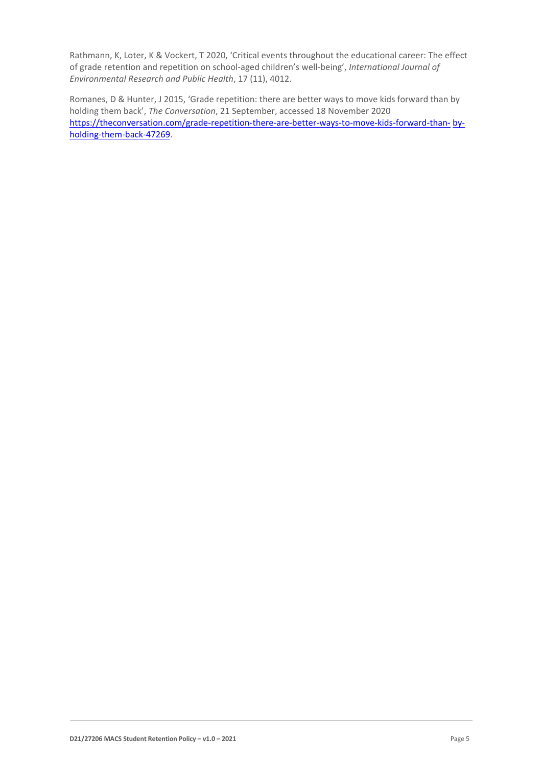Rathmann, K, Loter, K & Vockert, T 2020, 'Critical events throughout the educational career: The effect of grade retention and repetition on school-aged children's well-being', *International Journal of Environmental Research and Public Health*, 17 (11), 4012.

Romanes, D & Hunter, J 2015, 'Grade repetition: there are better ways to move kids forward than by holding them back', *The Conversation*, 21 September, accessed 18 November 2020 [https://theconversation.com/grade-repetition-there-are-better-ways-to-move-kids-forward-than-by-holding-them-back-47269](https://theconversation.com/grade-repetition-there-are-better-ways-to-move-kids-forward-than-by-holding-them-back-47269).